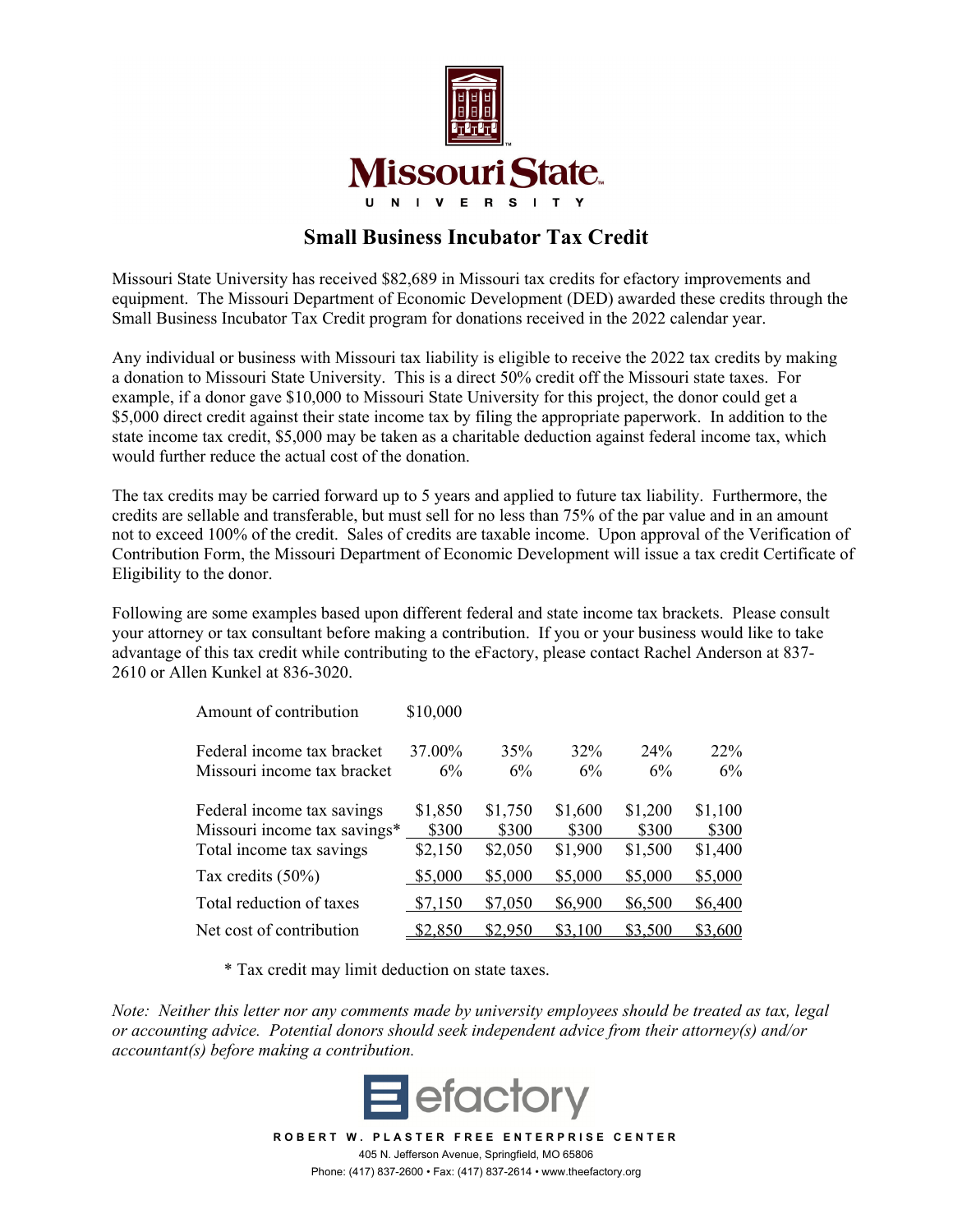Missouri State University

# Small Business Incubator Tax Credit

Missouri State University has received $82,689 in Missouri tax credits for efactory improvements and equipment. The Missouri Department of Economic Development (DED) awarded these credits through the Small Business Incubator Tax Credit program for donations received in the 2022 calendar year.

Any individual or business with Missouri tax liability is eligible to receive the 2022 tax credits by making a donation to Missouri State University. This is a direct 50% credit off the Missouri state taxes. For example, if a donor gave $10,000 to Missouri State University for this project, the donor could get a $5,000 direct credit against their state income tax by filing the appropriate paperwork. In addition to the state income tax credit, $5,000 may be taken as a charitable deduction against federal income tax, which would further reduce the actual cost of the donation.

The tax credits may be carried forward up to 5 years and applied to future tax liability. Furthermore, the credits are sellable and transferable, but must sell for no less than 75% of the par value and in an amount not to exceed 100% of the credit. Sales of credits are taxable income. Upon approval of the Verification of Contribution Form, the Missouri Department of Economic Development will issue a tax credit Certificate of Eligibility to the donor.

Following are some examples based upon different federal and state income tax brackets. Please consult your attorney or tax consultant before making a contribution. If you or your business would like to take advantage of this tax credit while contributing to the eFactory, please contact Rachel Anderson at 837-2610 or Allen Kunkel at 836-3020.

| | | | | | |
|---|---|---|---|---|---|
| Amount of contribution | $10,000 | | | | |
| Federal income tax bracket | 37.00% | 35% | 32% | 24% | 22% |
| Missouri income tax bracket | 6% | 6% | 6% | 6% | 6% |
| Federal income tax savings | $1,850 | $1,750 | $1,600 | $1,200 | $1,100 |
| Missouri income tax savings* | $300 | $300 | $300 | $300 | $300 |
| Total income tax savings | $2,150 | $2,050 | $1,900 | $1,500 | $1,400 |
| Tax credits (50%) | $5,000 | $5,000 | $5,000 | $5,000 | $5,000 |
| Total reduction of taxes | $7,150 | $7,050 | $6,900 | $6,500 | $6,400 |
| Net cost of contribution | $2,850 | $2,950 | $3,100 | $3,500 | $3,600 |

\* Tax credit may limit deduction on state taxes.

*Note: Neither this letter nor any comments made by university employees should be treated as tax, legal or accounting advice. Potential donors should seek independent advice from their attorney(s) and/or accountant(s) before making a contribution.*

efactory

ROBERT W. PLASTER FREE ENTERPRISE CENTER

405 N. Jefferson Avenue, Springfield, MO 65806

Phone: (417) 837-2600 • Fax: (417) 837-2614 • www.theefactory.org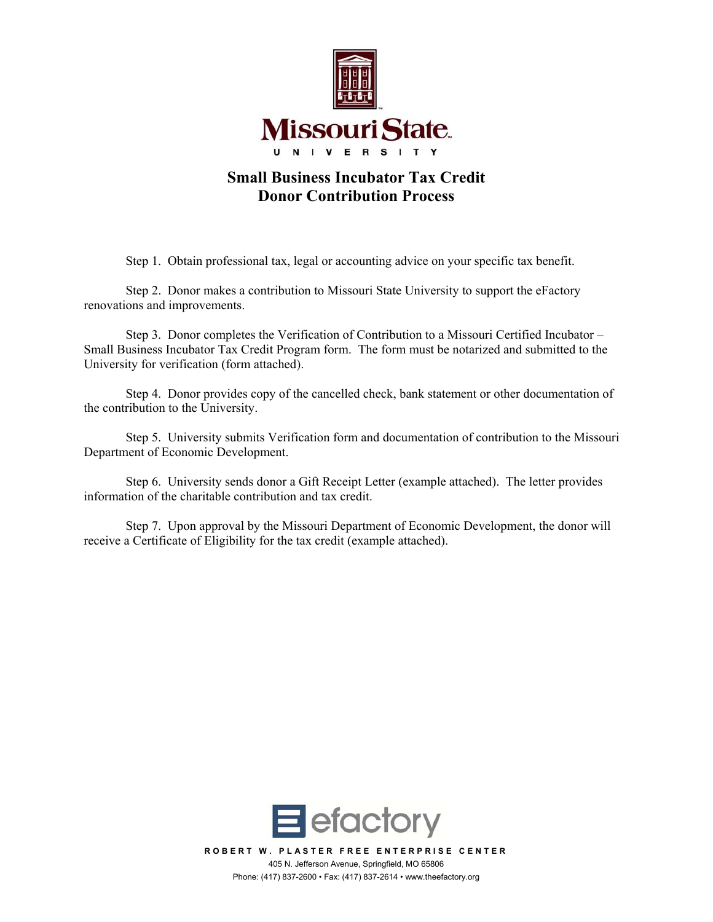Missouri State

UNIVERSITY

# Small Business Incubator Tax Credit
# Donor Contribution Process

Step 1. Obtain professional tax, legal or accounting advice on your specific tax benefit.

Step 2. Donor makes a contribution to Missouri State University to support the eFactory renovations and improvements.

Step 3. Donor completes the Verification of Contribution to a Missouri Certified Incubator – Small Business Incubator Tax Credit Program form. The form must be notarized and submitted to the University for verification (form attached).

Step 4. Donor provides copy of the cancelled check, bank statement or other documentation of the contribution to the University.

Step 5. University submits Verification form and documentation of contribution to the Missouri Department of Economic Development.

Step 6. University sends donor a Gift Receipt Letter (example attached). The letter provides information of the charitable contribution and tax credit.

Step 7. Upon approval by the Missouri Department of Economic Development, the donor will receive a Certificate of Eligibility for the tax credit (example attached).

efactory

ROBERT W. PLASTER FREE ENTERPRISE CENTER
405 N. Jefferson Avenue, Springfield, MO 65806
Phone: (417) 837-2600 • Fax: (417) 837-2614 • www.theefactory.org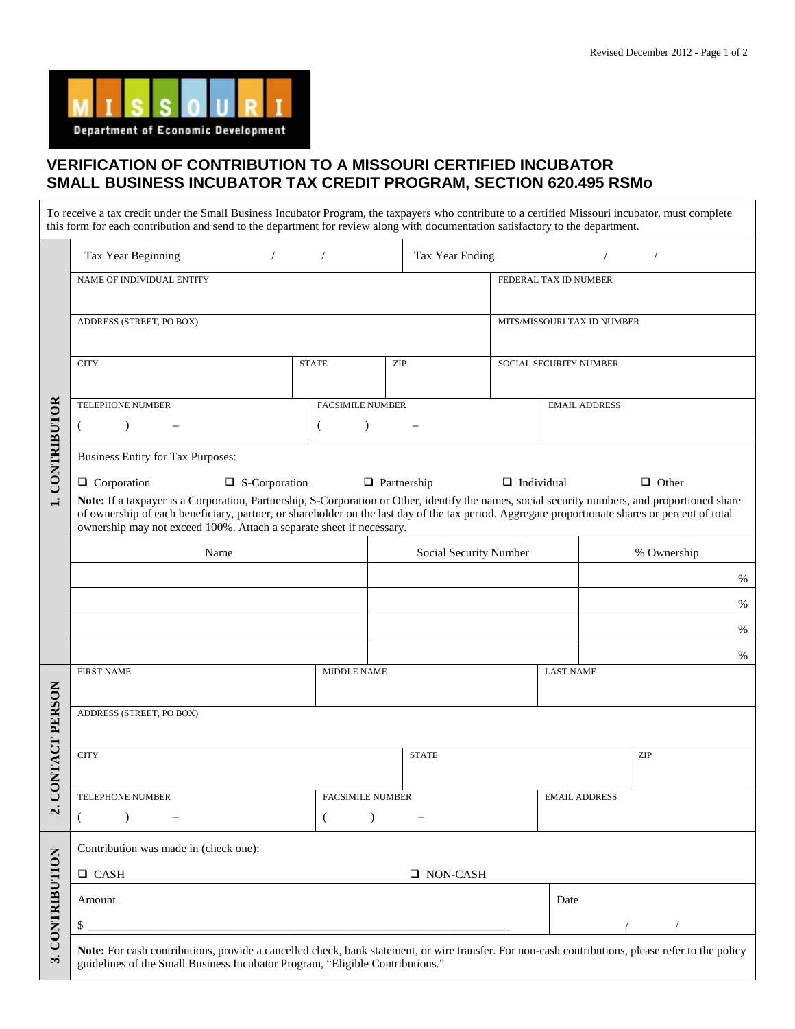Missouri Department of Economic Development

# VERIFICATION OF CONTRIBUTION TO A MISSOURI CERTIFIED INCUBATOR
# SMALL BUSINESS INCUBATOR TAX CREDIT PROGRAM, SECTION 620.495 RSMo

To receive a tax credit under the Small Business Incubator Program, the taxpayers who contribute to a certified Missouri incubator, must complete this form for each contribution and send to the department for review along with documentation satisfactory to the department.

## 1. CONTRIBUTOR

| Tax Year Beginning / / | Tax Year Ending / / |
|---|---|

| NAME OF INDIVIDUAL ENTITY | | | FEDERAL TAX ID NUMBER |
|---|---|---|---|
| ADDRESS (STREET, PO BOX) | | | MITS/MISSOURI TAX ID NUMBER |
| CITY | STATE | ZIP | SOCIAL SECURITY NUMBER |

| TELEPHONE NUMBER | FACSIMILE NUMBER | EMAIL ADDRESS |
|---|---|---|
| ( ) – | ( ) – | |

Business Entity for Tax Purposes:

❑ Corporation ❑ S-Corporation ❑ Partnership ❑ Individual ❑ Other

**Note:** If a taxpayer is a Corporation, Partnership, S-Corporation or Other, identify the names, social security numbers, and proportioned share of ownership of each beneficiary, partner, or shareholder on the last day of the tax period. Aggregate proportionate shares or percent of total ownership may not exceed 100%. Attach a separate sheet if necessary.

| Name | Social Security Number | % Ownership |
|---|---|---|
| | | % |
| | | % |
| | | % |
| | | % |

## 2. CONTACT PERSON

| FIRST NAME | MIDDLE NAME | LAST NAME |
|---|---|---|
| | | |

| ADDRESS (STREET, PO BOX) | | |
|---|---|---|
| CITY | STATE | ZIP |

| TELEPHONE NUMBER | FACSIMILE NUMBER | EMAIL ADDRESS |
|---|---|---|
| ( ) – | ( ) – | |

## 3. CONTRIBUTION

Contribution was made in (check one):

❑ CASH ❑ NON-CASH

| Amount | Date |
|---|---|
| $ ____________________ | / / |

**Note:** For cash contributions, provide a cancelled check, bank statement, or wire transfer. For non-cash contributions, please refer to the policy guidelines of the Small Business Incubator Program, "Eligible Contributions."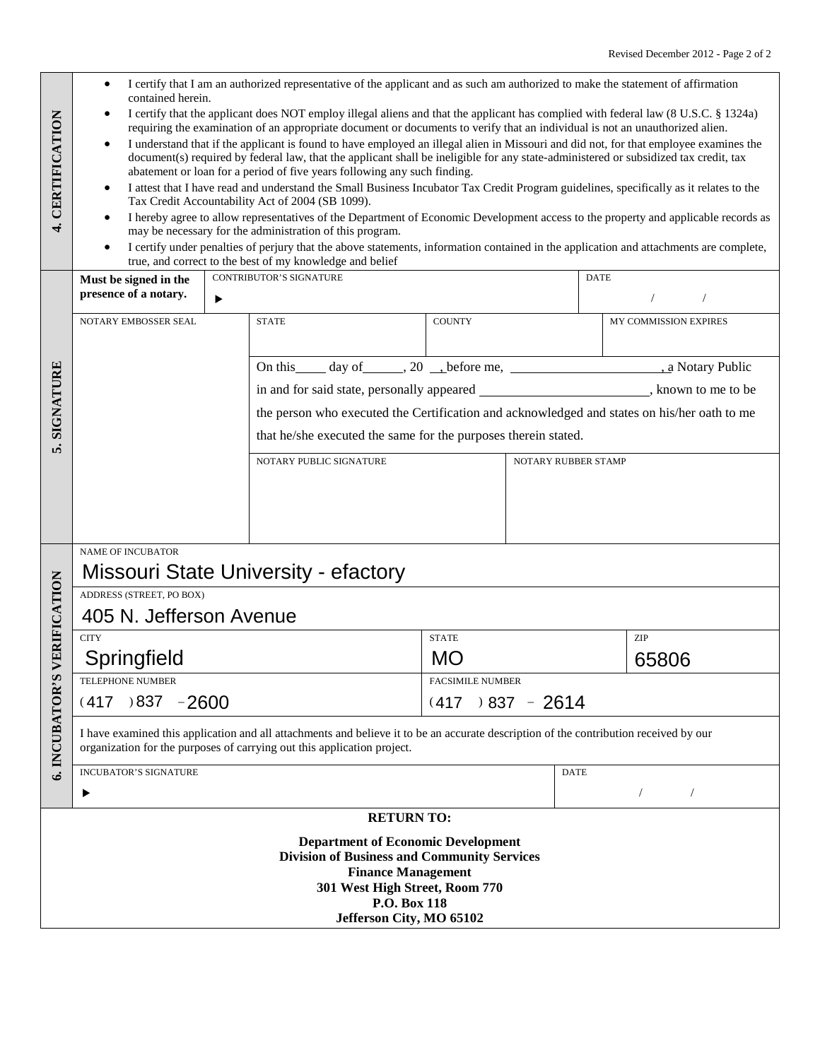## 4. CERTIFICATION

- I certify that I am an authorized representative of the applicant and as such am authorized to make the statement of affirmation contained herein.
- I certify that the applicant does NOT employ illegal aliens and that the applicant has complied with federal law (8 U.S.C. § 1324a) requiring the examination of an appropriate document or documents to verify that an individual is not an unauthorized alien.
- I understand that if the applicant is found to have employed an illegal alien in Missouri and did not, for that employee examines the document(s) required by federal law, that the applicant shall be ineligible for any state-administered or subsidized tax credit, tax abatement or loan for a period of five years following any such finding.
- I attest that I have read and understand the Small Business Incubator Tax Credit Program guidelines, specifically as it relates to the Tax Credit Accountability Act of 2004 (SB 1099).
- I hereby agree to allow representatives of the Department of Economic Development access to the property and applicable records as may be necessary for the administration of this program.
- I certify under penalties of perjury that the above statements, information contained in the application and attachments are complete, true, and correct to the best of my knowledge and belief

## 5. SIGNATURE

| **Must be signed in the presence of a notary.** | CONTRIBUTOR'S SIGNATURE ▶ | DATE / / |
|---|---|---|

| NOTARY EMBOSSER SEAL | STATE | COUNTY | MY COMMISSION EXPIRES |
|---|---|---|---|
| | | | |

On this_____ day of______, 20 __, before me, ______________________, a Notary Public in and for said state, personally appeared ________________________, known to me to be the person who executed the Certification and acknowledged and states on his/her oath to me that he/she executed the same for the purposes therein stated.

| NOTARY PUBLIC SIGNATURE | NOTARY RUBBER STAMP |
|---|---|
| | |

## 6. INCUBATOR'S VERIFICATION

| NAME OF INCUBATOR | | |
|---|---|---|
| Missouri State University - efactory | | |
| ADDRESS (STREET, PO BOX) | | |
| 405 N. Jefferson Avenue | | |
| CITY | STATE | ZIP |
| Springfield | MO | 65806 |
| TELEPHONE NUMBER | FACSIMILE NUMBER | |
| (417 ) 837 - 2600 | (417 ) 837 - 2614 | |

I have examined this application and all attachments and believe it to be an accurate description of the contribution received by our organization for the purposes of carrying out this application project.

| INCUBATOR'S SIGNATURE | DATE |
|---|---|
| ▶ | / / |

**RETURN TO:**

**Department of Economic Development**
**Division of Business and Community Services**
**Finance Management**
**301 West High Street, Room 770**
**P.O. Box 118**
**Jefferson City, MO 65102**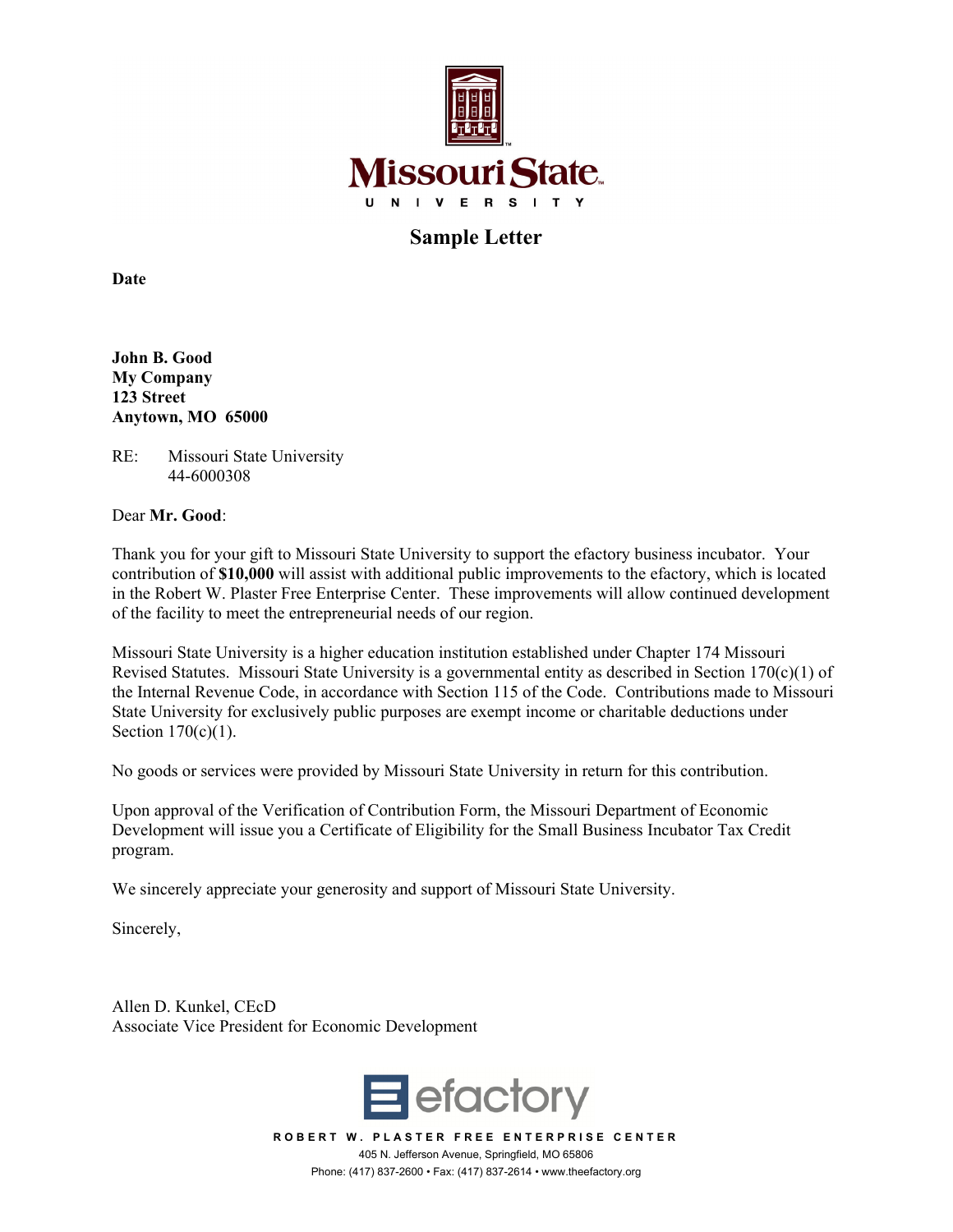**Missouri State**
UNIVERSITY

## Sample Letter

**Date**

**John B. Good**
**My Company**
**123 Street**
**Anytown, MO 65000**

RE: Missouri State University
44-6000308

Dear **Mr. Good**:

Thank you for your gift to Missouri State University to support the efactory business incubator. Your contribution of **$10,000** will assist with additional public improvements to the efactory, which is located in the Robert W. Plaster Free Enterprise Center. These improvements will allow continued development of the facility to meet the entrepreneurial needs of our region.

Missouri State University is a higher education institution established under Chapter 174 Missouri Revised Statutes. Missouri State University is a governmental entity as described in Section 170(c)(1) of the Internal Revenue Code, in accordance with Section 115 of the Code. Contributions made to Missouri State University for exclusively public purposes are exempt income or charitable deductions under Section 170(c)(1).

No goods or services were provided by Missouri State University in return for this contribution.

Upon approval of the Verification of Contribution Form, the Missouri Department of Economic Development will issue you a Certificate of Eligibility for the Small Business Incubator Tax Credit program.

We sincerely appreciate your generosity and support of Missouri State University.

Sincerely,

Allen D. Kunkel, CEcD
Associate Vice President for Economic Development

efactory
ROBERT W. PLASTER FREE ENTERPRISE CENTER
405 N. Jefferson Avenue, Springfield, MO 65806
Phone: (417) 837-2600 • Fax: (417) 837-2614 • www.theefactory.org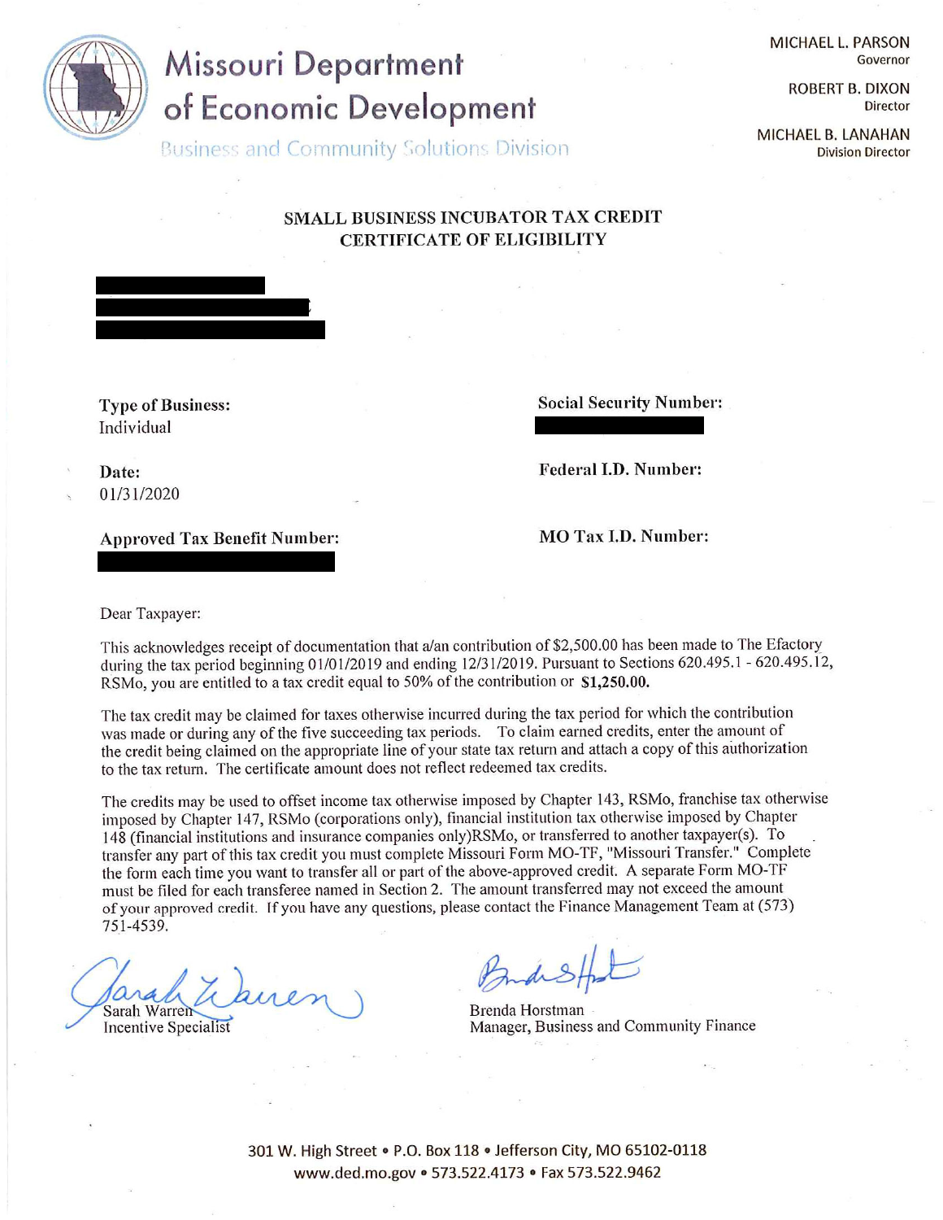# Missouri Department of Economic Development

Business and Community Solutions Division

MICHAEL L. PARSON
Governor

ROBERT B. DIXON
Director

MICHAEL B. LANAHAN
Division Director

## SMALL BUSINESS INCUBATOR TAX CREDIT CERTIFICATE OF ELIGIBILITY

**Type of Business:**
Individual

**Social Security Number:**

**Date:**
01/31/2020

**Federal I.D. Number:**

**Approved Tax Benefit Number:**

**MO Tax I.D. Number:**

Dear Taxpayer:

This acknowledges receipt of documentation that a/an contribution of $2,500.00 has been made to The Efactory during the tax period beginning 01/01/2019 and ending 12/31/2019. Pursuant to Sections 620.495.1 - 620.495.12, RSMo, you are entitled to a tax credit equal to 50% of the contribution or **$1,250.00.**

The tax credit may be claimed for taxes otherwise incurred during the tax period for which the contribution was made or during any of the five succeeding tax periods. To claim earned credits, enter the amount of the credit being claimed on the appropriate line of your state tax return and attach a copy of this authorization to the tax return. The certificate amount does not reflect redeemed tax credits.

The credits may be used to offset income tax otherwise imposed by Chapter 143, RSMo, franchise tax otherwise imposed by Chapter 147, RSMo (corporations only), financial institution tax otherwise imposed by Chapter 148 (financial institutions and insurance companies only)RSMo, or transferred to another taxpayer(s). To transfer any part of this tax credit you must complete Missouri Form MO-TF, "Missouri Transfer." Complete the form each time you want to transfer all or part of the above-approved credit. A separate Form MO-TF must be filed for each transferee named in Section 2. The amount transferred may not exceed the amount of your approved credit. If you have any questions, please contact the Finance Management Team at (573) 751-4539.

Sarah Warren
Incentive Specialist

Brenda Horstman
Manager, Business and Community Finance

301 W. High Street • P.O. Box 118 • Jefferson City, MO 65102-0118
www.ded.mo.gov • 573.522.4173 • Fax 573.522.9462